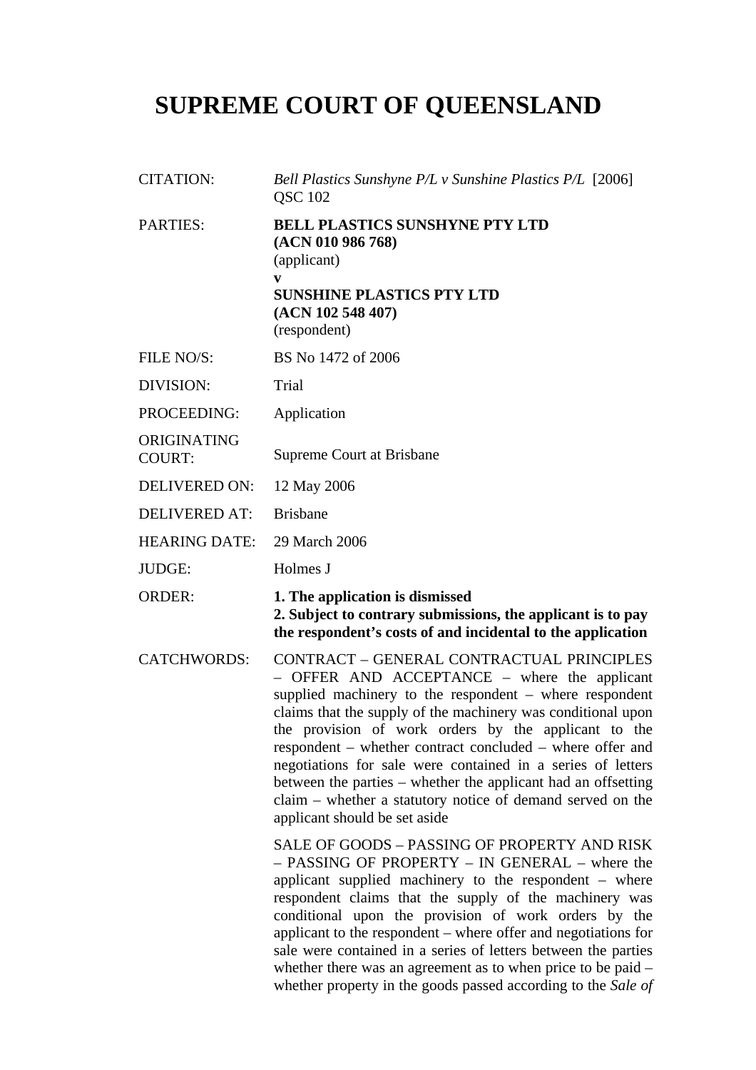# SUPREME COURT OF QUEENSLAND

| | |
|---|---|
| CITATION: | *Bell Plastics Sunshyne P/L v Sunshine Plastics P/L* [2006] QSC 102 |
| PARTIES: | **BELL PLASTICS SUNSHYNE PTY LTD (ACN 010 986 768)** (applicant) **v** **SUNSHINE PLASTICS PTY LTD (ACN 102 548 407)** (respondent) |
| FILE NO/S: | BS No 1472 of 2006 |
| DIVISION: | Trial |
| PROCEEDING: | Application |
| ORIGINATING COURT: | Supreme Court at Brisbane |
| DELIVERED ON: | 12 May 2006 |
| DELIVERED AT: | Brisbane |
| HEARING DATE: | 29 March 2006 |
| JUDGE: | Holmes J |
| ORDER: | **1. The application is dismissed** **2. Subject to contrary submissions, the applicant is to pay the respondent's costs of and incidental to the application** |
| CATCHWORDS: | CONTRACT – GENERAL CONTRACTUAL PRINCIPLES – OFFER AND ACCEPTANCE – where the applicant supplied machinery to the respondent – where respondent claims that the supply of the machinery was conditional upon the provision of work orders by the applicant to the respondent – whether contract concluded – where offer and negotiations for sale were contained in a series of letters between the parties – whether the applicant had an offsetting claim – whether a statutory notice of demand served on the applicant should be set aside |
| | SALE OF GOODS – PASSING OF PROPERTY AND RISK – PASSING OF PROPERTY – IN GENERAL – where the applicant supplied machinery to the respondent – where respondent claims that the supply of the machinery was conditional upon the provision of work orders by the applicant to the respondent – where offer and negotiations for sale were contained in a series of letters between the parties whether there was an agreement as to when price to be paid – whether property in the goods passed according to the *Sale of* |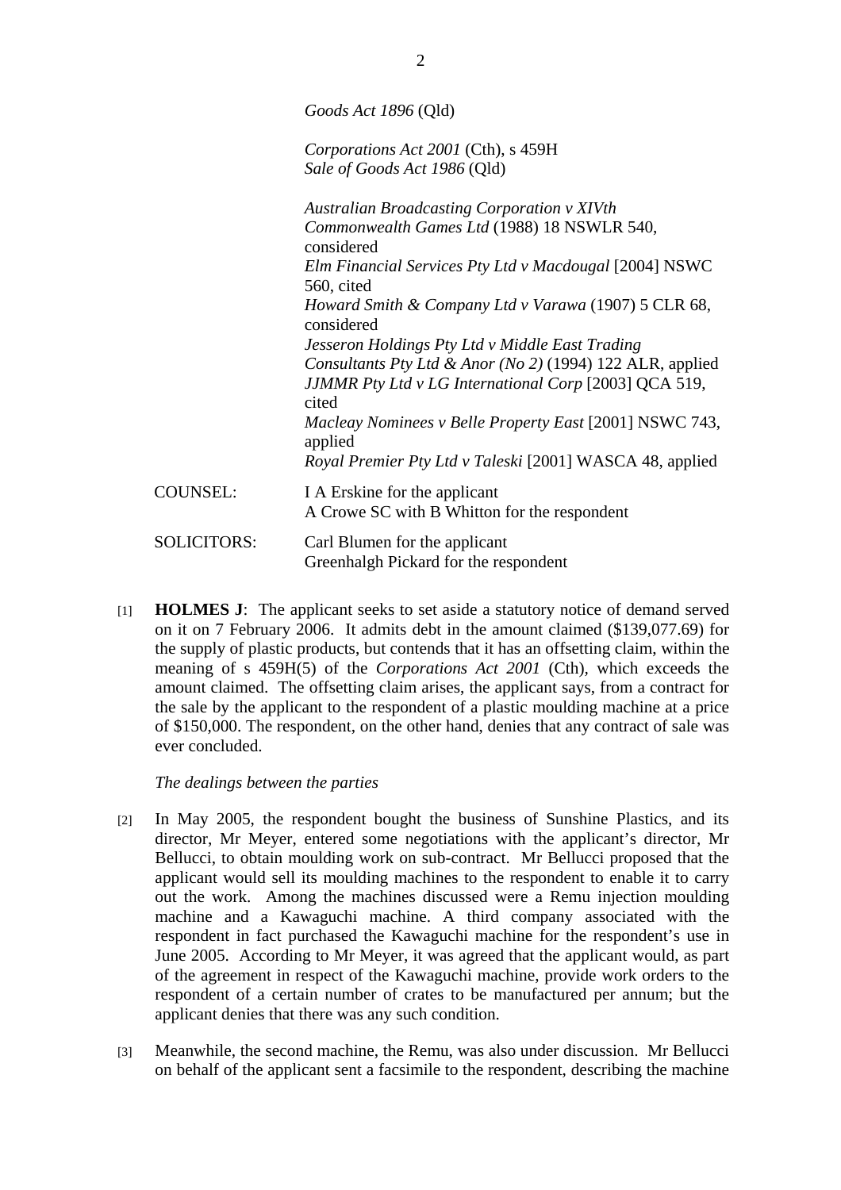*Goods Act 1896* (Qld)

*Corporations Act 2001* (Cth), s 459H
*Sale of Goods Act 1986* (Qld)

*Australian Broadcasting Corporation v XIVth Commonwealth Games Ltd* (1988) 18 NSWLR 540, considered
*Elm Financial Services Pty Ltd v Macdougal* [2004] NSWC 560, cited
*Howard Smith & Company Ltd v Varawa* (1907) 5 CLR 68, considered
*Jesseron Holdings Pty Ltd v Middle East Trading Consultants Pty Ltd & Anor (No 2)* (1994) 122 ALR, applied
*JJMMR Pty Ltd v LG International Corp* [2003] QCA 519, cited
*Macleay Nominees v Belle Property East* [2001] NSWC 743, applied
*Royal Premier Pty Ltd v Taleski* [2001] WASCA 48, applied

COUNSEL: I A Erskine for the applicant
A Crowe SC with B Whitton for the respondent

SOLICITORS: Carl Blumen for the applicant
Greenhalgh Pickard for the respondent

[1] **HOLMES J**: The applicant seeks to set aside a statutory notice of demand served on it on 7 February 2006. It admits debt in the amount claimed ($139,077.69) for the supply of plastic products, but contends that it has an offsetting claim, within the meaning of s 459H(5) of the *Corporations Act 2001* (Cth), which exceeds the amount claimed. The offsetting claim arises, the applicant says, from a contract for the sale by the applicant to the respondent of a plastic moulding machine at a price of $150,000. The respondent, on the other hand, denies that any contract of sale was ever concluded.

*The dealings between the parties*

[2] In May 2005, the respondent bought the business of Sunshine Plastics, and its director, Mr Meyer, entered some negotiations with the applicant's director, Mr Bellucci, to obtain moulding work on sub-contract. Mr Bellucci proposed that the applicant would sell its moulding machines to the respondent to enable it to carry out the work. Among the machines discussed were a Remu injection moulding machine and a Kawaguchi machine. A third company associated with the respondent in fact purchased the Kawaguchi machine for the respondent's use in June 2005. According to Mr Meyer, it was agreed that the applicant would, as part of the agreement in respect of the Kawaguchi machine, provide work orders to the respondent of a certain number of crates to be manufactured per annum; but the applicant denies that there was any such condition.

[3] Meanwhile, the second machine, the Remu, was also under discussion. Mr Bellucci on behalf of the applicant sent a facsimile to the respondent, describing the machine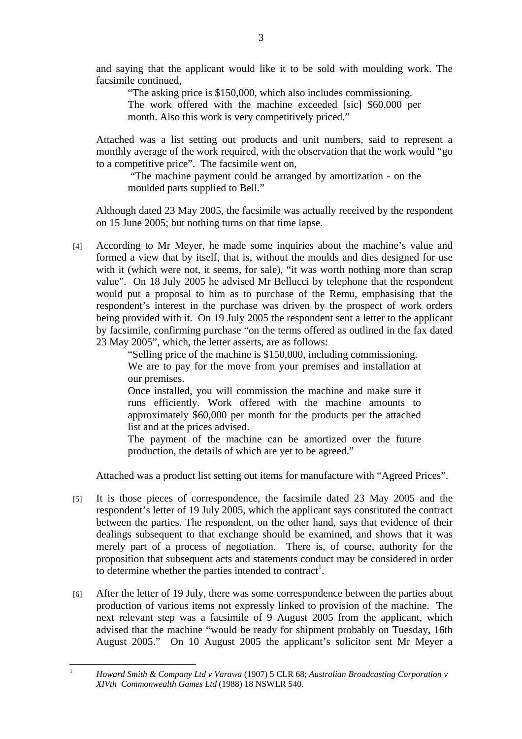and saying that the applicant would like it to be sold with moulding work. The facsimile continued,

> "The asking price is $150,000, which also includes commissioning. The work offered with the machine exceeded [sic] $60,000 per month. Also this work is very competitively priced."

Attached was a list setting out products and unit numbers, said to represent a monthly average of the work required, with the observation that the work would "go to a competitive price". The facsimile went on,

> "The machine payment could be arranged by amortization - on the moulded parts supplied to Bell."

Although dated 23 May 2005, the facsimile was actually received by the respondent on 15 June 2005; but nothing turns on that time lapse.

[4] According to Mr Meyer, he made some inquiries about the machine's value and formed a view that by itself, that is, without the moulds and dies designed for use with it (which were not, it seems, for sale), "it was worth nothing more than scrap value". On 18 July 2005 he advised Mr Bellucci by telephone that the respondent would put a proposal to him as to purchase of the Remu, emphasising that the respondent's interest in the purchase was driven by the prospect of work orders being provided with it. On 19 July 2005 the respondent sent a letter to the applicant by facsimile, confirming purchase "on the terms offered as outlined in the fax dated 23 May 2005", which, the letter asserts, are as follows:

> "Selling price of the machine is $150,000, including commissioning.
> We are to pay for the move from your premises and installation at our premises.
> Once installed, you will commission the machine and make sure it runs efficiently. Work offered with the machine amounts to approximately $60,000 per month for the products per the attached list and at the prices advised.
> The payment of the machine can be amortized over the future production, the details of which are yet to be agreed."

Attached was a product list setting out items for manufacture with "Agreed Prices".

[5] It is those pieces of correspondence, the facsimile dated 23 May 2005 and the respondent's letter of 19 July 2005, which the applicant says constituted the contract between the parties. The respondent, on the other hand, says that evidence of their dealings subsequent to that exchange should be examined, and shows that it was merely part of a process of negotiation. There is, of course, authority for the proposition that subsequent acts and statements conduct may be considered in order to determine whether the parties intended to contract[1].

[6] After the letter of 19 July, there was some correspondence between the parties about production of various items not expressly linked to provision of the machine. The next relevant step was a facsimile of 9 August 2005 from the applicant, which advised that the machine "would be ready for shipment probably on Tuesday, 16th August 2005." On 10 August 2005 the applicant's solicitor sent Mr Meyer a

---

[1] *Howard Smith & Company Ltd v Varawa* (1907) 5 CLR 68; *Australian Broadcasting Corporation v XIVth Commonwealth Games Ltd* (1988) 18 NSWLR 540.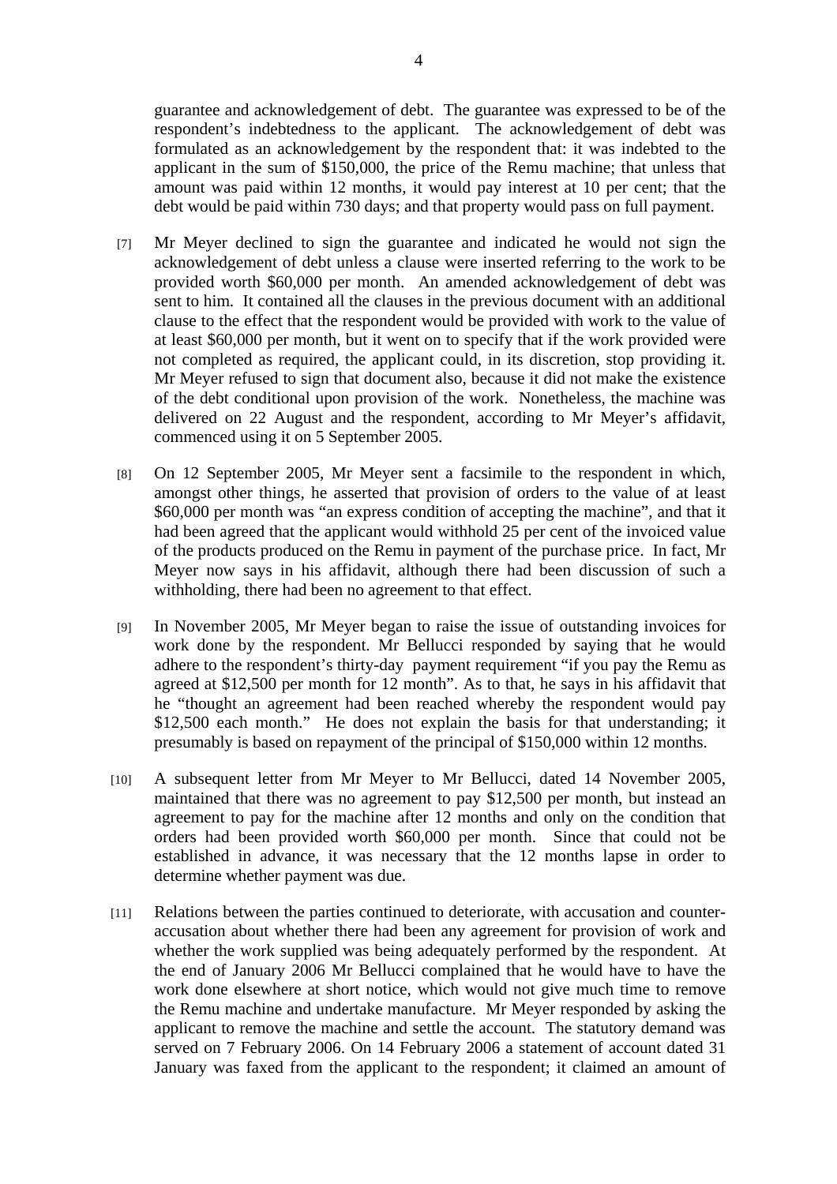guarantee and acknowledgement of debt. The guarantee was expressed to be of the respondent's indebtedness to the applicant. The acknowledgement of debt was formulated as an acknowledgement by the respondent that: it was indebted to the applicant in the sum of $150,000, the price of the Remu machine; that unless that amount was paid within 12 months, it would pay interest at 10 per cent; that the debt would be paid within 730 days; and that property would pass on full payment.

[7] Mr Meyer declined to sign the guarantee and indicated he would not sign the acknowledgement of debt unless a clause were inserted referring to the work to be provided worth $60,000 per month. An amended acknowledgement of debt was sent to him. It contained all the clauses in the previous document with an additional clause to the effect that the respondent would be provided with work to the value of at least $60,000 per month, but it went on to specify that if the work provided were not completed as required, the applicant could, in its discretion, stop providing it. Mr Meyer refused to sign that document also, because it did not make the existence of the debt conditional upon provision of the work. Nonetheless, the machine was delivered on 22 August and the respondent, according to Mr Meyer's affidavit, commenced using it on 5 September 2005.

[8] On 12 September 2005, Mr Meyer sent a facsimile to the respondent in which, amongst other things, he asserted that provision of orders to the value of at least $60,000 per month was "an express condition of accepting the machine", and that it had been agreed that the applicant would withhold 25 per cent of the invoiced value of the products produced on the Remu in payment of the purchase price. In fact, Mr Meyer now says in his affidavit, although there had been discussion of such a withholding, there had been no agreement to that effect.

[9] In November 2005, Mr Meyer began to raise the issue of outstanding invoices for work done by the respondent. Mr Bellucci responded by saying that he would adhere to the respondent's thirty-day payment requirement "if you pay the Remu as agreed at $12,500 per month for 12 month". As to that, he says in his affidavit that he "thought an agreement had been reached whereby the respondent would pay $12,500 each month." He does not explain the basis for that understanding; it presumably is based on repayment of the principal of $150,000 within 12 months.

[10] A subsequent letter from Mr Meyer to Mr Bellucci, dated 14 November 2005, maintained that there was no agreement to pay $12,500 per month, but instead an agreement to pay for the machine after 12 months and only on the condition that orders had been provided worth $60,000 per month. Since that could not be established in advance, it was necessary that the 12 months lapse in order to determine whether payment was due.

[11] Relations between the parties continued to deteriorate, with accusation and counter-accusation about whether there had been any agreement for provision of work and whether the work supplied was being adequately performed by the respondent. At the end of January 2006 Mr Bellucci complained that he would have to have the work done elsewhere at short notice, which would not give much time to remove the Remu machine and undertake manufacture. Mr Meyer responded by asking the applicant to remove the machine and settle the account. The statutory demand was served on 7 February 2006. On 14 February 2006 a statement of account dated 31 January was faxed from the applicant to the respondent; it claimed an amount of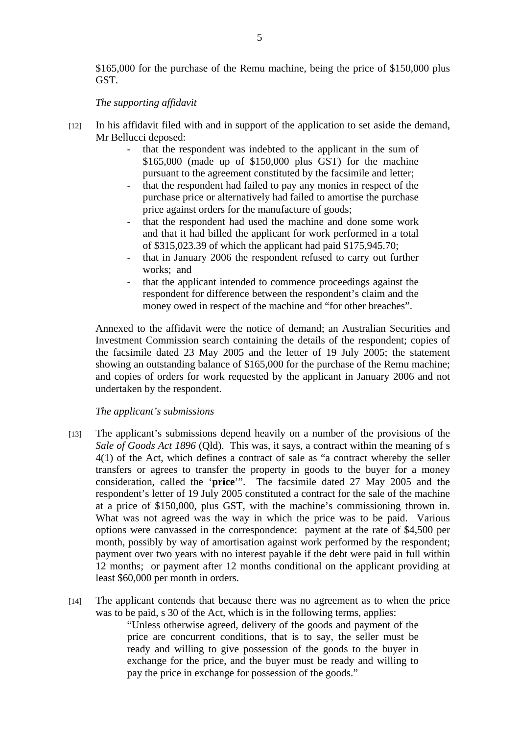$165,000 for the purchase of the Remu machine, being the price of $150,000 plus GST.

*The supporting affidavit*

[12] In his affidavit filed with and in support of the application to set aside the demand, Mr Bellucci deposed:

- that the respondent was indebted to the applicant in the sum of $165,000 (made up of $150,000 plus GST) for the machine pursuant to the agreement constituted by the facsimile and letter;
- that the respondent had failed to pay any monies in respect of the purchase price or alternatively had failed to amortise the purchase price against orders for the manufacture of goods;
- that the respondent had used the machine and done some work and that it had billed the applicant for work performed in a total of $315,023.39 of which the applicant had paid $175,945.70;
- that in January 2006 the respondent refused to carry out further works; and
- that the applicant intended to commence proceedings against the respondent for difference between the respondent's claim and the money owed in respect of the machine and "for other breaches".

Annexed to the affidavit were the notice of demand; an Australian Securities and Investment Commission search containing the details of the respondent; copies of the facsimile dated 23 May 2005 and the letter of 19 July 2005; the statement showing an outstanding balance of $165,000 for the purchase of the Remu machine; and copies of orders for work requested by the applicant in January 2006 and not undertaken by the respondent.

*The applicant's submissions*

[13] The applicant's submissions depend heavily on a number of the provisions of the *Sale of Goods Act 1896* (Qld). This was, it says, a contract within the meaning of s 4(1) of the Act, which defines a contract of sale as "a contract whereby the seller transfers or agrees to transfer the property in goods to the buyer for a money consideration, called the '**price**'". The facsimile dated 27 May 2005 and the respondent's letter of 19 July 2005 constituted a contract for the sale of the machine at a price of $150,000, plus GST, with the machine's commissioning thrown in. What was not agreed was the way in which the price was to be paid. Various options were canvassed in the correspondence: payment at the rate of $4,500 per month, possibly by way of amortisation against work performed by the respondent; payment over two years with no interest payable if the debt were paid in full within 12 months; or payment after 12 months conditional on the applicant providing at least $60,000 per month in orders.

[14] The applicant contends that because there was no agreement as to when the price was to be paid, s 30 of the Act, which is in the following terms, applies:

> "Unless otherwise agreed, delivery of the goods and payment of the price are concurrent conditions, that is to say, the seller must be ready and willing to give possession of the goods to the buyer in exchange for the price, and the buyer must be ready and willing to pay the price in exchange for possession of the goods."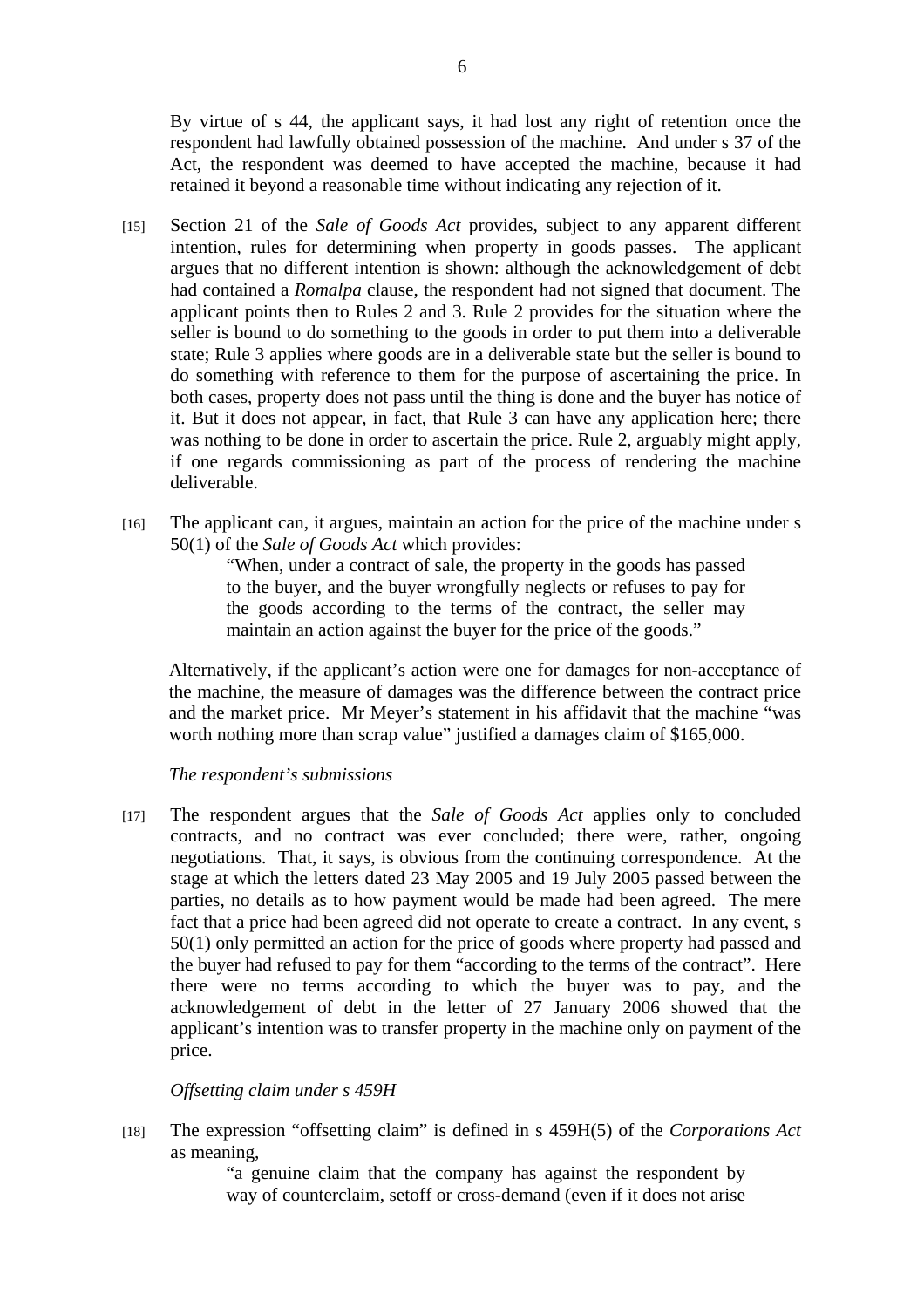By virtue of s 44, the applicant says, it had lost any right of retention once the respondent had lawfully obtained possession of the machine. And under s 37 of the Act, the respondent was deemed to have accepted the machine, because it had retained it beyond a reasonable time without indicating any rejection of it.

[15] Section 21 of the *Sale of Goods Act* provides, subject to any apparent different intention, rules for determining when property in goods passes. The applicant argues that no different intention is shown: although the acknowledgement of debt had contained a *Romalpa* clause, the respondent had not signed that document. The applicant points then to Rules 2 and 3. Rule 2 provides for the situation where the seller is bound to do something to the goods in order to put them into a deliverable state; Rule 3 applies where goods are in a deliverable state but the seller is bound to do something with reference to them for the purpose of ascertaining the price. In both cases, property does not pass until the thing is done and the buyer has notice of it. But it does not appear, in fact, that Rule 3 can have any application here; there was nothing to be done in order to ascertain the price. Rule 2, arguably might apply, if one regards commissioning as part of the process of rendering the machine deliverable.

[16] The applicant can, it argues, maintain an action for the price of the machine under s 50(1) of the *Sale of Goods Act* which provides:

> "When, under a contract of sale, the property in the goods has passed to the buyer, and the buyer wrongfully neglects or refuses to pay for the goods according to the terms of the contract, the seller may maintain an action against the buyer for the price of the goods."

Alternatively, if the applicant's action were one for damages for non-acceptance of the machine, the measure of damages was the difference between the contract price and the market price. Mr Meyer's statement in his affidavit that the machine "was worth nothing more than scrap value" justified a damages claim of $165,000.

*The respondent's submissions*

[17] The respondent argues that the *Sale of Goods Act* applies only to concluded contracts, and no contract was ever concluded; there were, rather, ongoing negotiations. That, it says, is obvious from the continuing correspondence. At the stage at which the letters dated 23 May 2005 and 19 July 2005 passed between the parties, no details as to how payment would be made had been agreed. The mere fact that a price had been agreed did not operate to create a contract. In any event, s 50(1) only permitted an action for the price of goods where property had passed and the buyer had refused to pay for them "according to the terms of the contract". Here there were no terms according to which the buyer was to pay, and the acknowledgement of debt in the letter of 27 January 2006 showed that the applicant's intention was to transfer property in the machine only on payment of the price.

*Offsetting claim under s 459H*

[18] The expression "offsetting claim" is defined in s 459H(5) of the *Corporations Act* as meaning,

> "a genuine claim that the company has against the respondent by way of counterclaim, setoff or cross-demand (even if it does not arise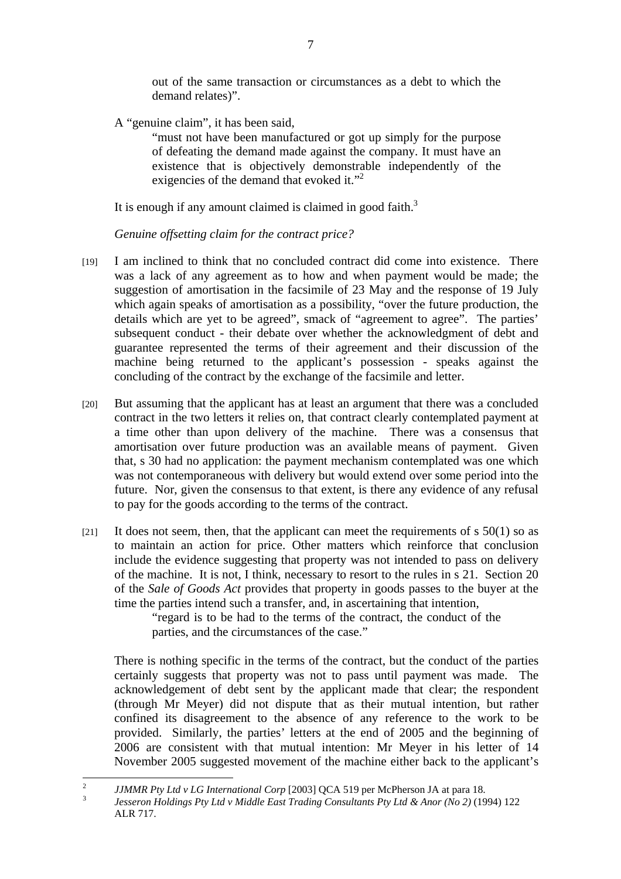out of the same transaction or circumstances as a debt to which the demand relates)".

A "genuine claim", it has been said,

> "must not have been manufactured or got up simply for the purpose of defeating the demand made against the company. It must have an existence that is objectively demonstrable independently of the exigencies of the demand that evoked it."[2]

It is enough if any amount claimed is claimed in good faith.[3]

*Genuine offsetting claim for the contract price?*

[19] I am inclined to think that no concluded contract did come into existence. There was a lack of any agreement as to how and when payment would be made; the suggestion of amortisation in the facsimile of 23 May and the response of 19 July which again speaks of amortisation as a possibility, "over the future production, the details which are yet to be agreed", smack of "agreement to agree". The parties' subsequent conduct - their debate over whether the acknowledgment of debt and guarantee represented the terms of their agreement and their discussion of the machine being returned to the applicant's possession - speaks against the concluding of the contract by the exchange of the facsimile and letter.

[20] But assuming that the applicant has at least an argument that there was a concluded contract in the two letters it relies on, that contract clearly contemplated payment at a time other than upon delivery of the machine. There was a consensus that amortisation over future production was an available means of payment. Given that, s 30 had no application: the payment mechanism contemplated was one which was not contemporaneous with delivery but would extend over some period into the future. Nor, given the consensus to that extent, is there any evidence of any refusal to pay for the goods according to the terms of the contract.

[21] It does not seem, then, that the applicant can meet the requirements of s 50(1) so as to maintain an action for price. Other matters which reinforce that conclusion include the evidence suggesting that property was not intended to pass on delivery of the machine. It is not, I think, necessary to resort to the rules in s 21. Section 20 of the *Sale of Goods Act* provides that property in goods passes to the buyer at the time the parties intend such a transfer, and, in ascertaining that intention,

> "regard is to be had to the terms of the contract, the conduct of the parties, and the circumstances of the case."

There is nothing specific in the terms of the contract, but the conduct of the parties certainly suggests that property was not to pass until payment was made. The acknowledgement of debt sent by the applicant made that clear; the respondent (through Mr Meyer) did not dispute that as their mutual intention, but rather confined its disagreement to the absence of any reference to the work to be provided. Similarly, the parties' letters at the end of 2005 and the beginning of 2006 are consistent with that mutual intention: Mr Meyer in his letter of 14 November 2005 suggested movement of the machine either back to the applicant's

---

[2] *JJMMR Pty Ltd v LG International Corp* [2003] QCA 519 per McPherson JA at para 18.

[3] *Jesseron Holdings Pty Ltd v Middle East Trading Consultants Pty Ltd & Anor (No 2)* (1994) 122 ALR 717.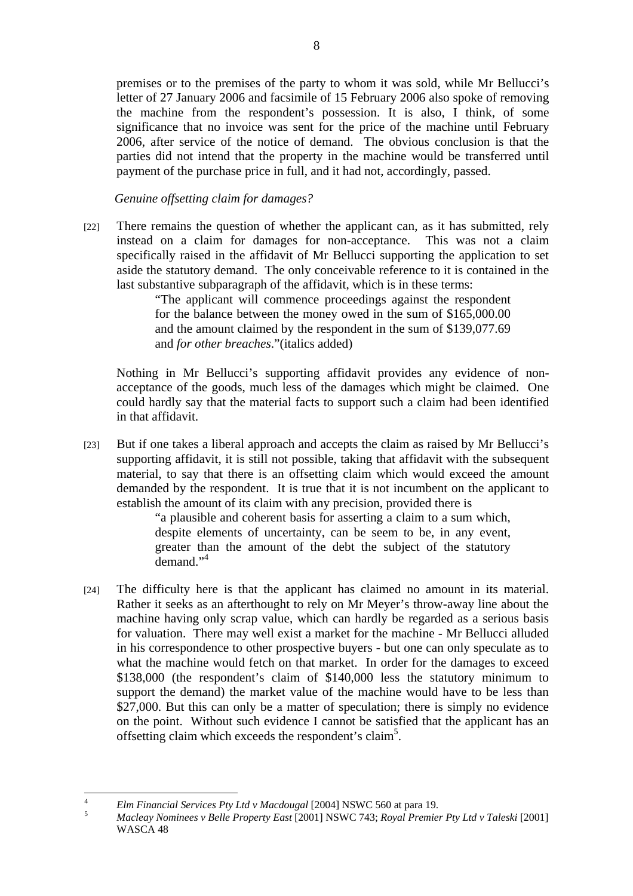premises or to the premises of the party to whom it was sold, while Mr Bellucci's letter of 27 January 2006 and facsimile of 15 February 2006 also spoke of removing the machine from the respondent's possession. It is also, I think, of some significance that no invoice was sent for the price of the machine until February 2006, after service of the notice of demand. The obvious conclusion is that the parties did not intend that the property in the machine would be transferred until payment of the purchase price in full, and it had not, accordingly, passed.

*Genuine offsetting claim for damages?*

[22] There remains the question of whether the applicant can, as it has submitted, rely instead on a claim for damages for non-acceptance. This was not a claim specifically raised in the affidavit of Mr Bellucci supporting the application to set aside the statutory demand. The only conceivable reference to it is contained in the last substantive subparagraph of the affidavit, which is in these terms:

> "The applicant will commence proceedings against the respondent for the balance between the money owed in the sum of $165,000.00 and the amount claimed by the respondent in the sum of $139,077.69 and *for other breaches*."(italics added)

Nothing in Mr Bellucci's supporting affidavit provides any evidence of non-acceptance of the goods, much less of the damages which might be claimed. One could hardly say that the material facts to support such a claim had been identified in that affidavit.

[23] But if one takes a liberal approach and accepts the claim as raised by Mr Bellucci's supporting affidavit, it is still not possible, taking that affidavit with the subsequent material, to say that there is an offsetting claim which would exceed the amount demanded by the respondent. It is true that it is not incumbent on the applicant to establish the amount of its claim with any precision, provided there is

> "a plausible and coherent basis for asserting a claim to a sum which, despite elements of uncertainty, can be seem to be, in any event, greater than the amount of the debt the subject of the statutory demand."[4]

[24] The difficulty here is that the applicant has claimed no amount in its material. Rather it seeks as an afterthought to rely on Mr Meyer's throw-away line about the machine having only scrap value, which can hardly be regarded as a serious basis for valuation. There may well exist a market for the machine - Mr Bellucci alluded in his correspondence to other prospective buyers - but one can only speculate as to what the machine would fetch on that market. In order for the damages to exceed $138,000 (the respondent's claim of $140,000 less the statutory minimum to support the demand) the market value of the machine would have to be less than $27,000. But this can only be a matter of speculation; there is simply no evidence on the point. Without such evidence I cannot be satisfied that the applicant has an offsetting claim which exceeds the respondent's claim[5].

---

[4] *Elm Financial Services Pty Ltd v Macdougal* [2004] NSWC 560 at para 19.

[5] *Macleay Nominees v Belle Property East* [2001] NSWC 743; *Royal Premier Pty Ltd v Taleski* [2001] WASCA 48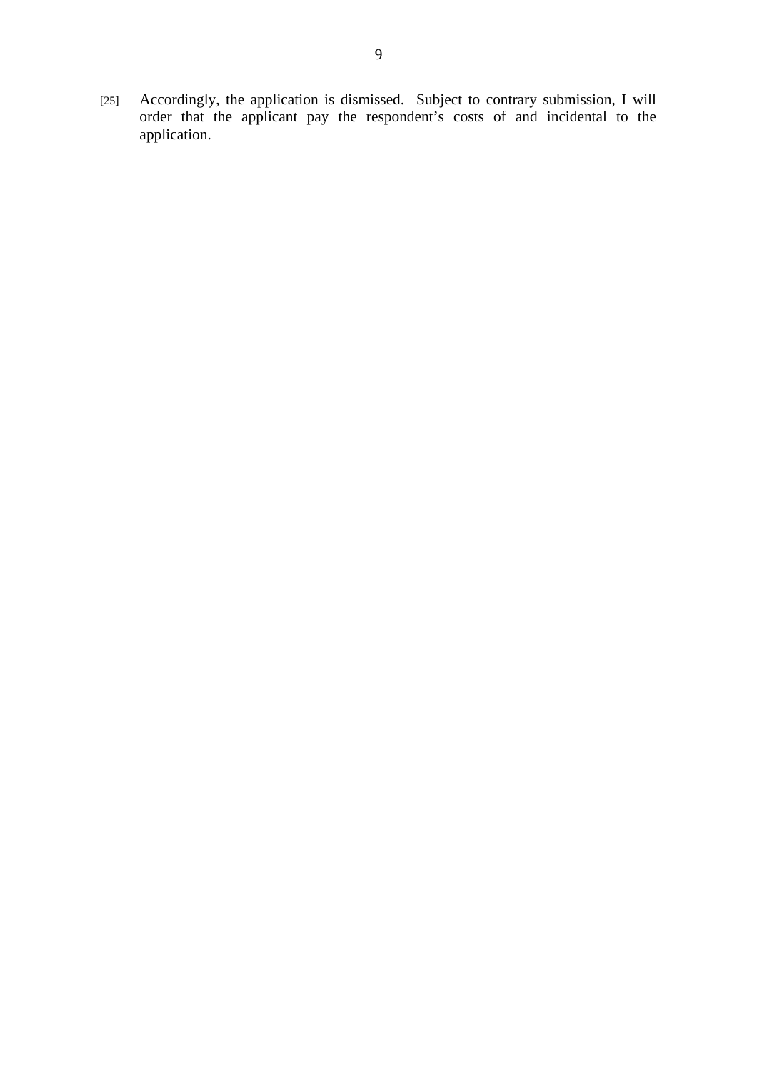[25] Accordingly, the application is dismissed. Subject to contrary submission, I will order that the applicant pay the respondent's costs of and incidental to the application.